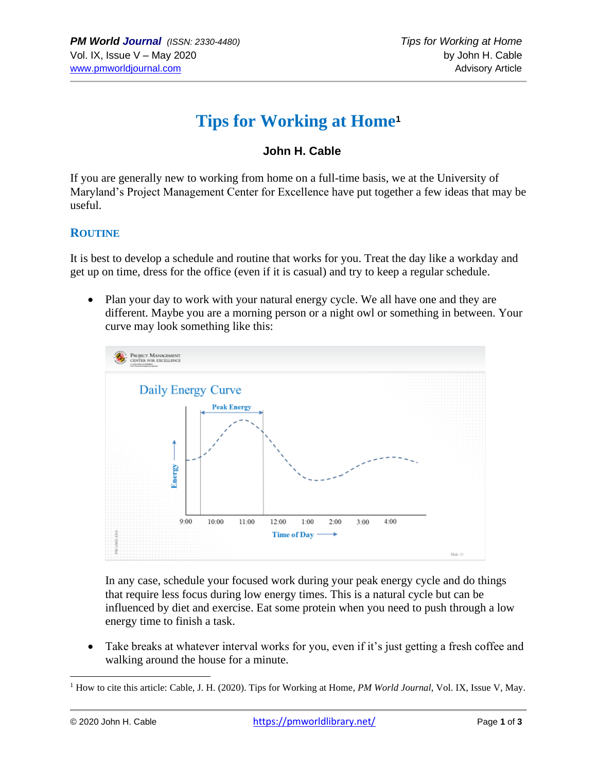# Tips for Working at Home[1]

**John H. Cable**

If you are generally new to working from home on a full-time basis, we at the University of Maryland's Project Management Center for Excellence have put together a few ideas that may be useful.

## ROUTINE

It is best to develop a schedule and routine that works for you. Treat the day like a workday and get up on time, dress for the office (even if it is casual) and try to keep a regular schedule.

- Plan your day to work with your natural energy cycle. We all have one and they are different. Maybe you are a morning person or a night owl or something in between. Your curve may look something like this:

  In any case, schedule your focused work during your peak energy cycle and do things that require less focus during low energy times. This is a natural cycle but can be influenced by diet and exercise. Eat some protein when you need to push through a low energy time to finish a task.

- Take breaks at whatever interval works for you, even if it's just getting a fresh coffee and walking around the house for a minute.

[1] How to cite this article: Cable, J. H. (2020). Tips for Working at Home, *PM World Journal*, Vol. IX, Issue V, May.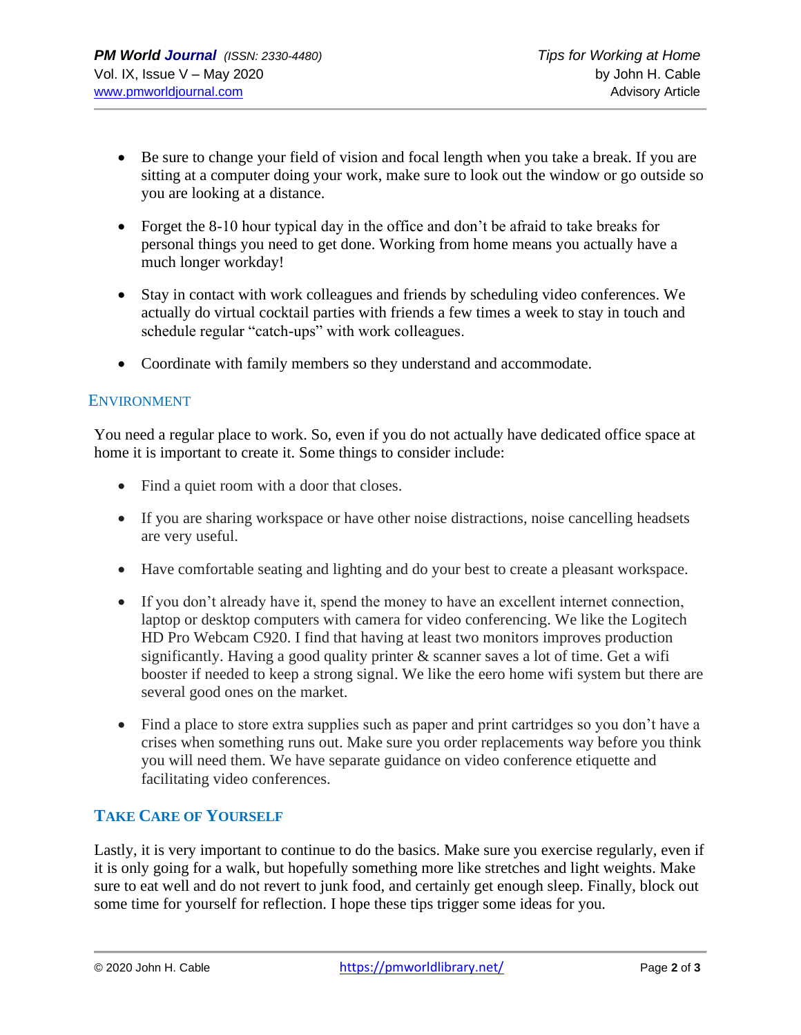- Be sure to change your field of vision and focal length when you take a break. If you are sitting at a computer doing your work, make sure to look out the window or go outside so you are looking at a distance.

- Forget the 8-10 hour typical day in the office and don't be afraid to take breaks for personal things you need to get done. Working from home means you actually have a much longer workday!

- Stay in contact with work colleagues and friends by scheduling video conferences. We actually do virtual cocktail parties with friends a few times a week to stay in touch and schedule regular "catch-ups" with work colleagues.

- Coordinate with family members so they understand and accommodate.

## ENVIRONMENT

You need a regular place to work. So, even if you do not actually have dedicated office space at home it is important to create it. Some things to consider include:

- Find a quiet room with a door that closes.

- If you are sharing workspace or have other noise distractions, noise cancelling headsets are very useful.

- Have comfortable seating and lighting and do your best to create a pleasant workspace.

- If you don't already have it, spend the money to have an excellent internet connection, laptop or desktop computers with camera for video conferencing. We like the Logitech HD Pro Webcam C920. I find that having at least two monitors improves production significantly. Having a good quality printer & scanner saves a lot of time. Get a wifi booster if needed to keep a strong signal. We like the eero home wifi system but there are several good ones on the market.

- Find a place to store extra supplies such as paper and print cartridges so you don't have a crises when something runs out. Make sure you order replacements way before you think you will need them. We have separate guidance on video conference etiquette and facilitating video conferences.

## TAKE CARE OF YOURSELF

Lastly, it is very important to continue to do the basics. Make sure you exercise regularly, even if it is only going for a walk, but hopefully something more like stretches and light weights. Make sure to eat well and do not revert to junk food, and certainly get enough sleep. Finally, block out some time for yourself for reflection. I hope these tips trigger some ideas for you.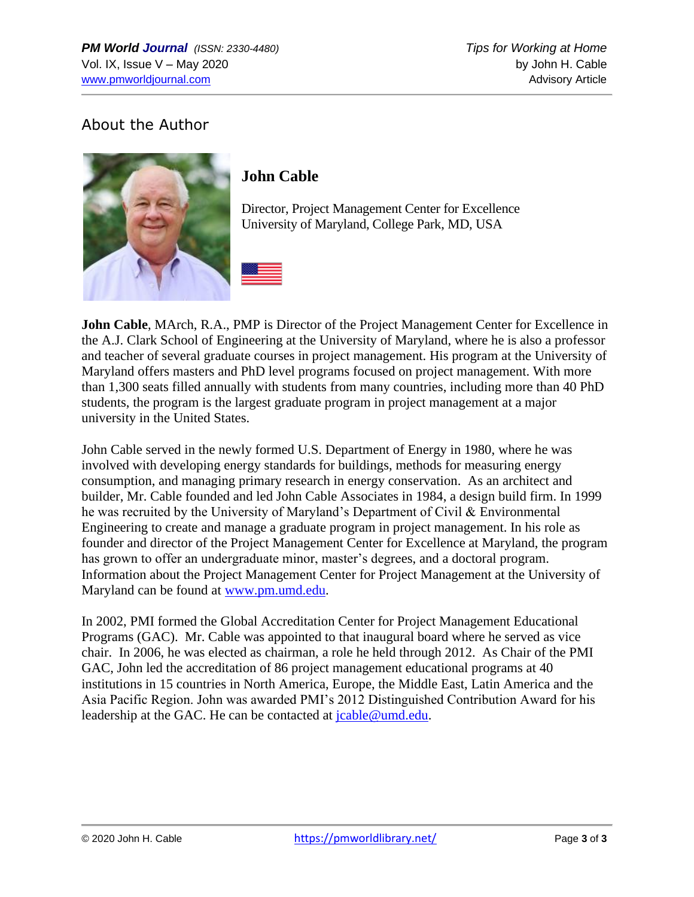## About the Author

### John Cable

Director, Project Management Center for Excellence
University of Maryland, College Park, MD, USA

**John Cable**, MArch, R.A., PMP is Director of the Project Management Center for Excellence in the A.J. Clark School of Engineering at the University of Maryland, where he is also a professor and teacher of several graduate courses in project management. His program at the University of Maryland offers masters and PhD level programs focused on project management. With more than 1,300 seats filled annually with students from many countries, including more than 40 PhD students, the program is the largest graduate program in project management at a major university in the United States.

John Cable served in the newly formed U.S. Department of Energy in 1980, where he was involved with developing energy standards for buildings, methods for measuring energy consumption, and managing primary research in energy conservation. As an architect and builder, Mr. Cable founded and led John Cable Associates in 1984, a design build firm. In 1999 he was recruited by the University of Maryland's Department of Civil & Environmental Engineering to create and manage a graduate program in project management. In his role as founder and director of the Project Management Center for Excellence at Maryland, the program has grown to offer an undergraduate minor, master's degrees, and a doctoral program. Information about the Project Management Center for Project Management at the University of Maryland can be found at www.pm.umd.edu.

In 2002, PMI formed the Global Accreditation Center for Project Management Educational Programs (GAC). Mr. Cable was appointed to that inaugural board where he served as vice chair. In 2006, he was elected as chairman, a role he held through 2012. As Chair of the PMI GAC, John led the accreditation of 86 project management educational programs at 40 institutions in 15 countries in North America, Europe, the Middle East, Latin America and the Asia Pacific Region. John was awarded PMI's 2012 Distinguished Contribution Award for his leadership at the GAC. He can be contacted at jcable@umd.edu.